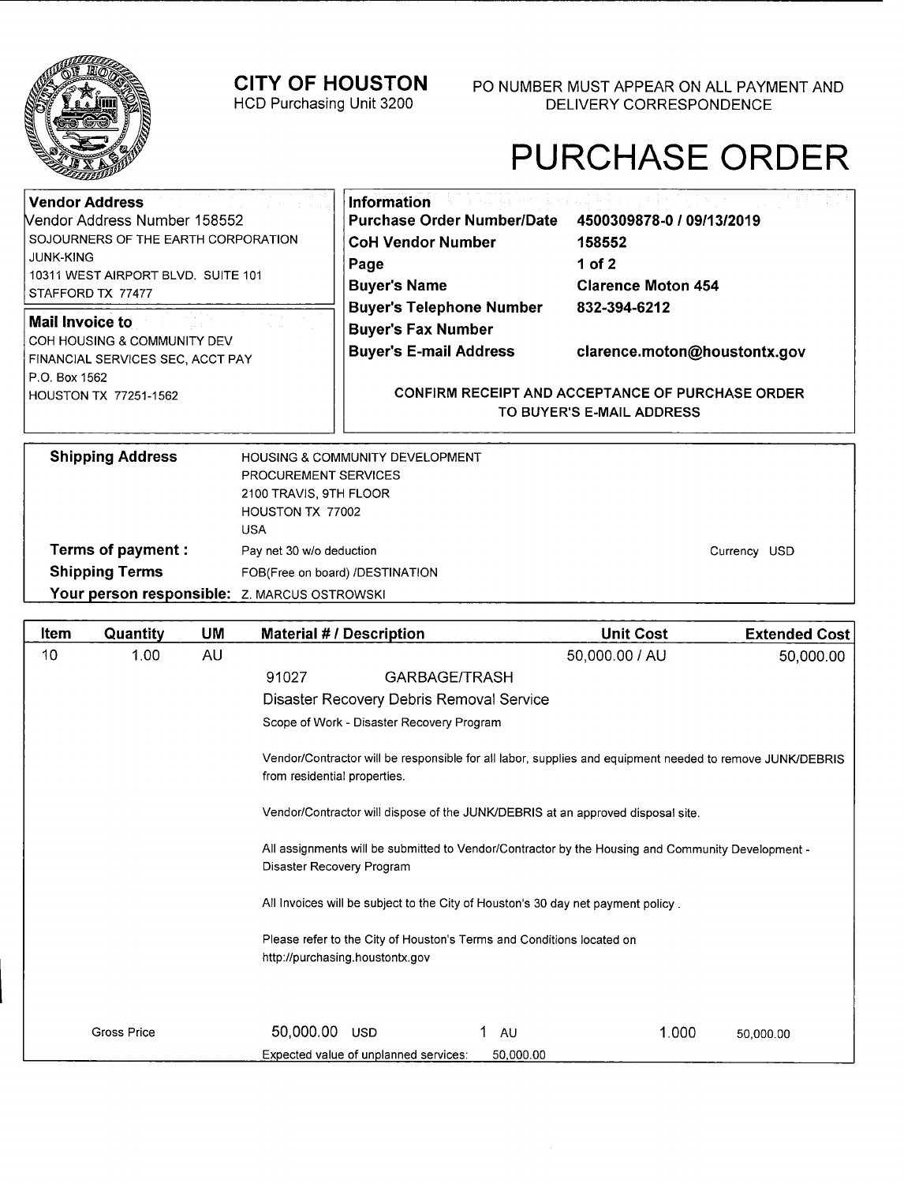# CITY OF HOUSTON

HCD Purchasing Unit 3200

PO NUMBER MUST APPEAR ON ALL PAYMENT AND DELIVERY CORRESPONDENCE

# PURCHASE ORDER

**Vendor Address**

Vendor Address Number 158552
SOJOURNERS OF THE EARTH CORPORATION
JUNK-KING
10311 WEST AIRPORT BLVD. SUITE 101
STAFFORD TX 77477

**Mail Invoice to**

COH HOUSING & COMMUNITY DEV
FINANCIAL SERVICES SEC, ACCT PAY
P.O. Box 1562
HOUSTON TX 77251-1562

**Information**

| | |
|---|---|
| **Purchase Order Number/Date** | **4500309878-0 / 09/13/2019** |
| **CoH Vendor Number** | **158552** |
| **Page** | **1 of 2** |
| **Buyer's Name** | **Clarence Moton 454** |
| **Buyer's Telephone Number** | **832-394-6212** |
| **Buyer's Fax Number** | |
| **Buyer's E-mail Address** | **clarence.moton@houstontx.gov** |

**CONFIRM RECEIPT AND ACCEPTANCE OF PURCHASE ORDER TO BUYER'S E-MAIL ADDRESS**

**Shipping Address**

HOUSING & COMMUNITY DEVELOPMENT
PROCUREMENT SERVICES
2100 TRAVIS, 9TH FLOOR
HOUSTON TX 77002
USA

**Terms of payment :** Pay net 30 w/o deduction — Currency USD

**Shipping Terms** FOB(Free on board) /DESTINATION

**Your person responsible:** Z. MARCUS OSTROWSKI

| Item | Quantity | UM | Material # / Description | Unit Cost | Extended Cost |
|---|---|---|---|---|---|
| 10 | 1.00 | AU | | 50,000.00 / AU | 50,000.00 |

91027 GARBAGE/TRASH

Disaster Recovery Debris Removal Service

Scope of Work - Disaster Recovery Program

Vendor/Contractor will be responsible for all labor, supplies and equipment needed to remove JUNK/DEBRIS from residential properties.

Vendor/Contractor will dispose of the JUNK/DEBRIS at an approved disposal site.

All assignments will be submitted to Vendor/Contractor by the Housing and Community Development - Disaster Recovery Program

All Invoices will be subject to the City of Houston's 30 day net payment policy .

Please refer to the City of Houston's Terms and Conditions located on http://purchasing.houstontx.gov

| Gross Price | 50,000.00 USD | 1 AU | 1.000 | 50,000.00 |
|---|---|---|---|---|

Expected value of unplanned services: 50,000.00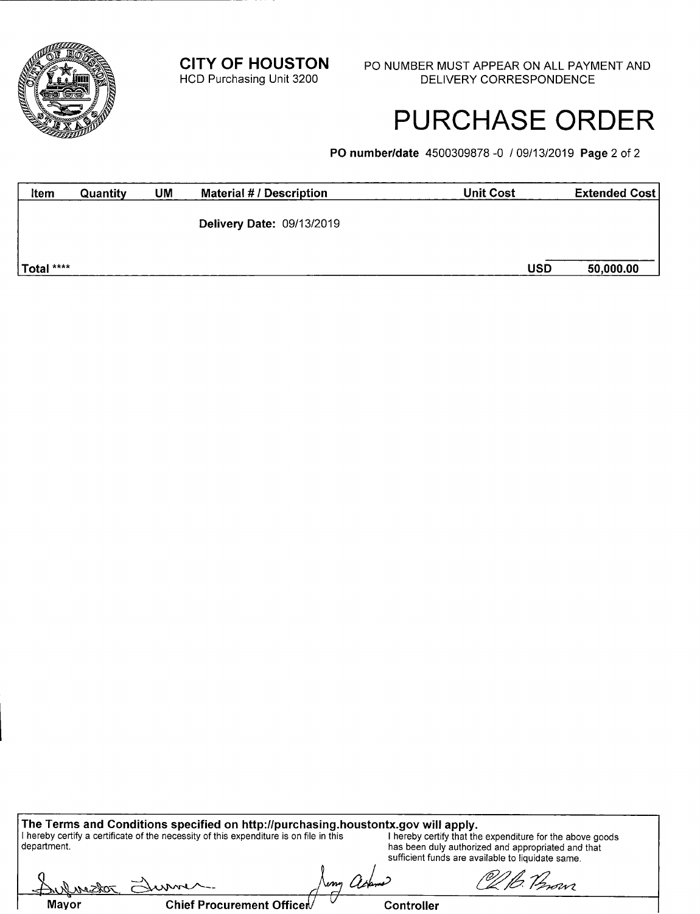**CITY OF HOUSTON**
HCD Purchasing Unit 3200

PO NUMBER MUST APPEAR ON ALL PAYMENT AND DELIVERY CORRESPONDENCE

# PURCHASE ORDER

**PO number/date** 4500309878 -0 / 09/13/2019 **Page** 2 of 2

| Item | Quantity | UM | Material # / Description | Unit Cost | Extended Cost |
|---|---|---|---|---|---|
| | | | **Delivery Date:** 09/13/2019 | | |
| **Total** **** | | | | **USD** | **50,000.00** |

**The Terms and Conditions specified on http://purchasing.houstontx.gov will apply.**

I hereby certify a certificate of the necessity of this expenditure is on file in this department.

I hereby certify that the expenditure for the above goods has been duly authorized and appropriated and that sufficient funds are available to liquidate same.

| Mayor | Chief Procurement Officer | Controller |
|---|---|---|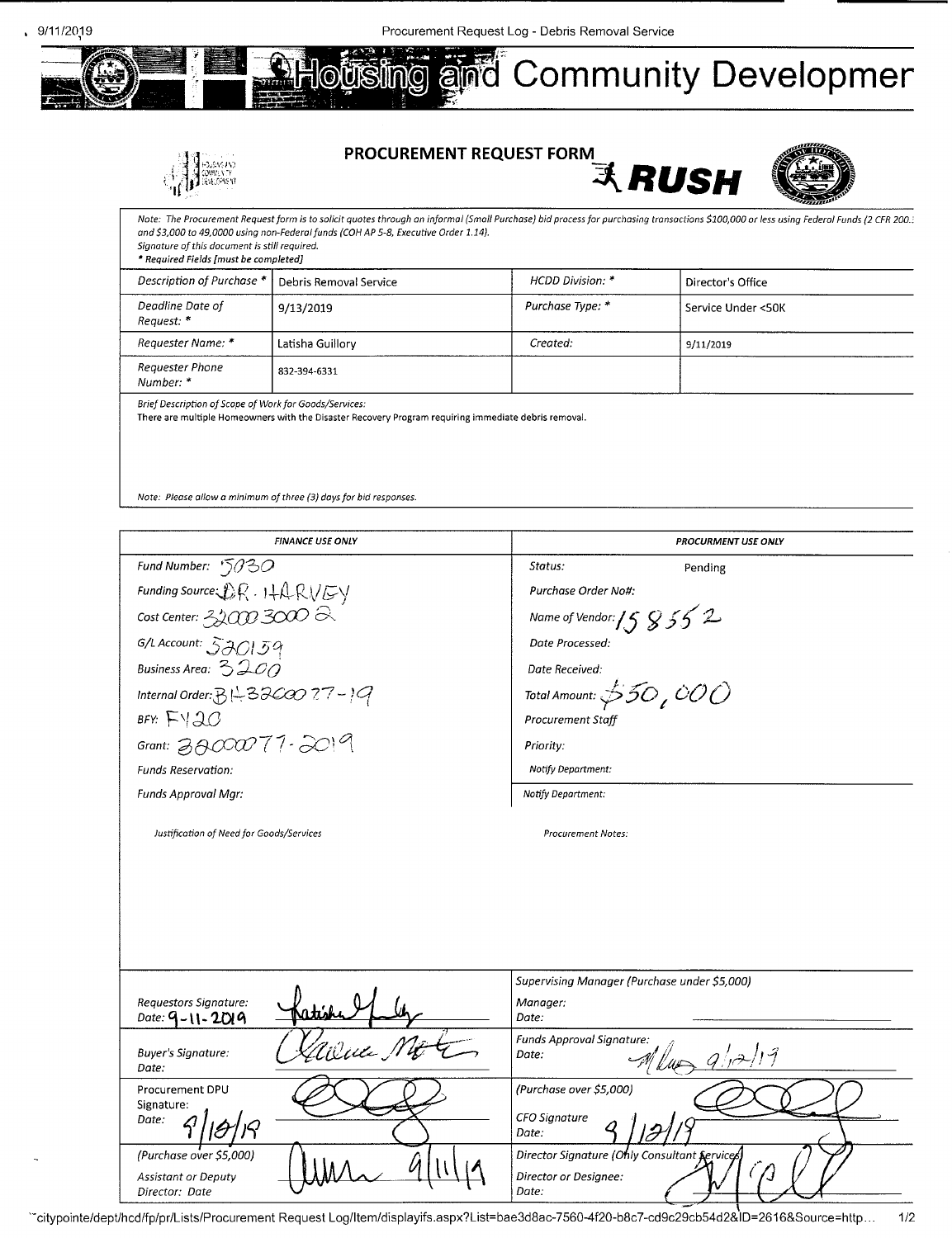# Housing and Community Developmer

## PROCUREMENT REQUEST FORM

**RUSH**

*Note: The Procurement Request form is to solicit quotes through an informal (Small Purchase) bid process for purchasing transactions $100,000 or less using Federal Funds (2 CFR 200.: and $3,000 to 49,0000 using non-Federal funds (COH AP 5-8, Executive Order 1.14).*
*Signature of this document is still required.*
*\* Required Fields [must be completed]*

| | | | |
|---|---|---|---|
| *Description of Purchase \** | Debris Removal Service | *HCDD Division: \** | Director's Office |
| *Deadline Date of Request: \** | 9/13/2019 | *Purchase Type: \** | Service Under <50K |
| *Requester Name: \** | Latisha Guillory | *Created:* | 9/11/2019 |
| *Requester Phone Number: \** | 832-394-6331 | | |

*Brief Description of Scope of Work for Goods/Services:*
There are multiple Homeowners with the Disaster Recovery Program requiring immediate debris removal.

*Note: Please allow a minimum of three (3) days for bid responses.*

| FINANCE USE ONLY | PROCURMENT USE ONLY |
|---|---|
| *Fund Number:* 5030 | *Status:* Pending |
| *Funding Source:* DR. HARVEY | *Purchase Order No#:* |
| *Cost Center:* 3200030002 | *Name of Vendor:* 158552 |
| *G/L Account:* 520159 | *Date Processed:* |
| *Business Area:* 3200 | *Date Received:* |
| *Internal Order:* BH32000 77-19 | *Total Amount:* $50,000 |
| *BFY:* FY20 | *Procurement Staff* |
| *Grant:* 32000077-2019 | *Priority:* |
| *Funds Reservation:* | *Notify Department:* |
| *Funds Approval Mgr:* | *Notify Department:* |
| *Justification of Need for Goods/Services* | *Procurement Notes:* |

| | |
|---|---|
| *Requestors Signature:* [signature] *Date:* 9-11-2019 | *Supervising Manager (Purchase under $5,000)* *Manager:* *Date:* |
| *Buyer's Signature:* [signature] *Date:* | *Funds Approval Signature:* [signature] *Date:* 9/12/19 |
| Procurement DPU Signature: [signature] *Date:* 9/10/19 | *(Purchase over $5,000)* *CFO Signature* [signature] *Date:* 9/12/19 |
| *(Purchase over $5,000)* *Assistant or Deputy Director: Date* [signature] 9/11/19 | *Director Signature (Only Consultant Services)* *Director or Designee:* [signature] *Date:* |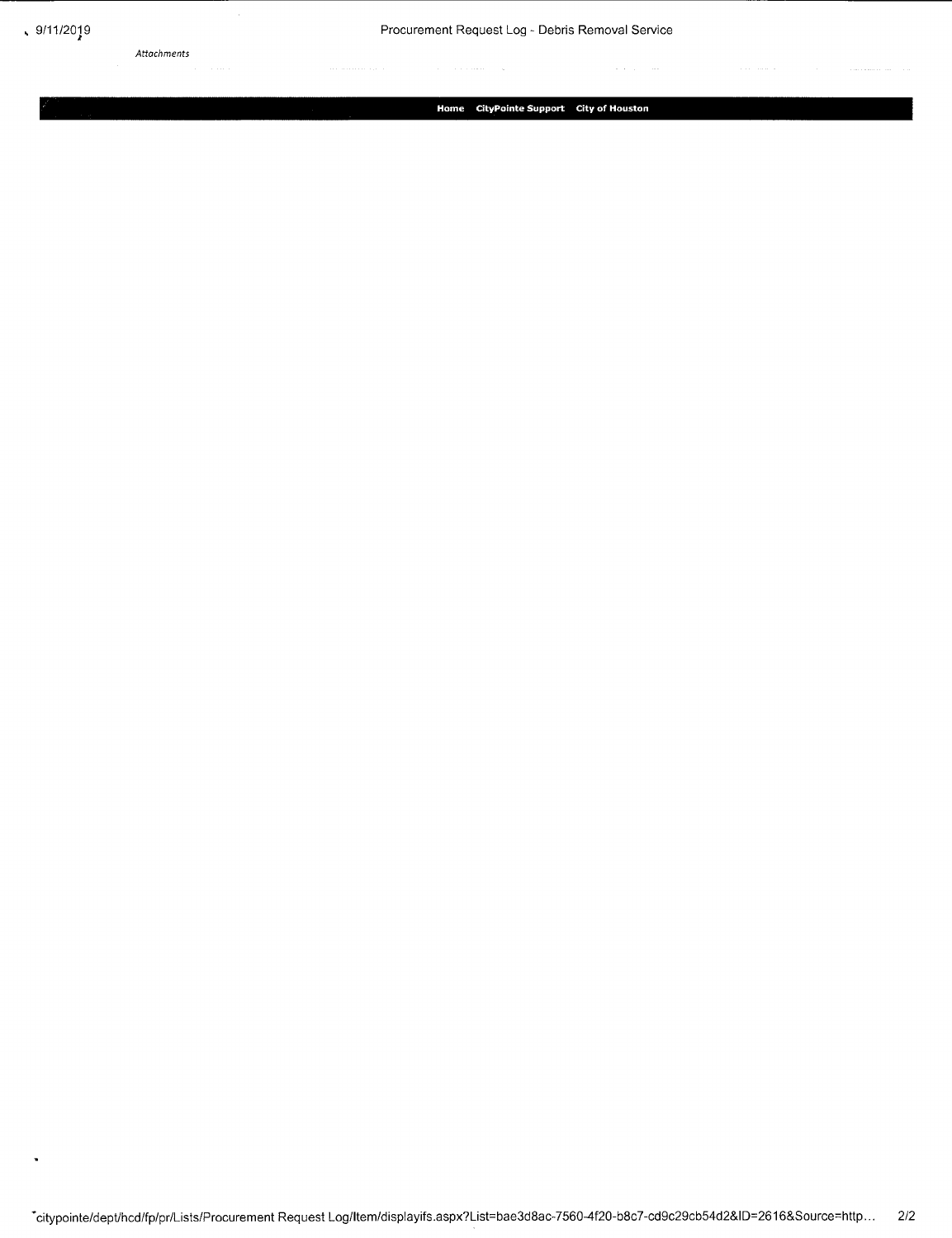*Attachments*

Home CityPointe Support City of Houston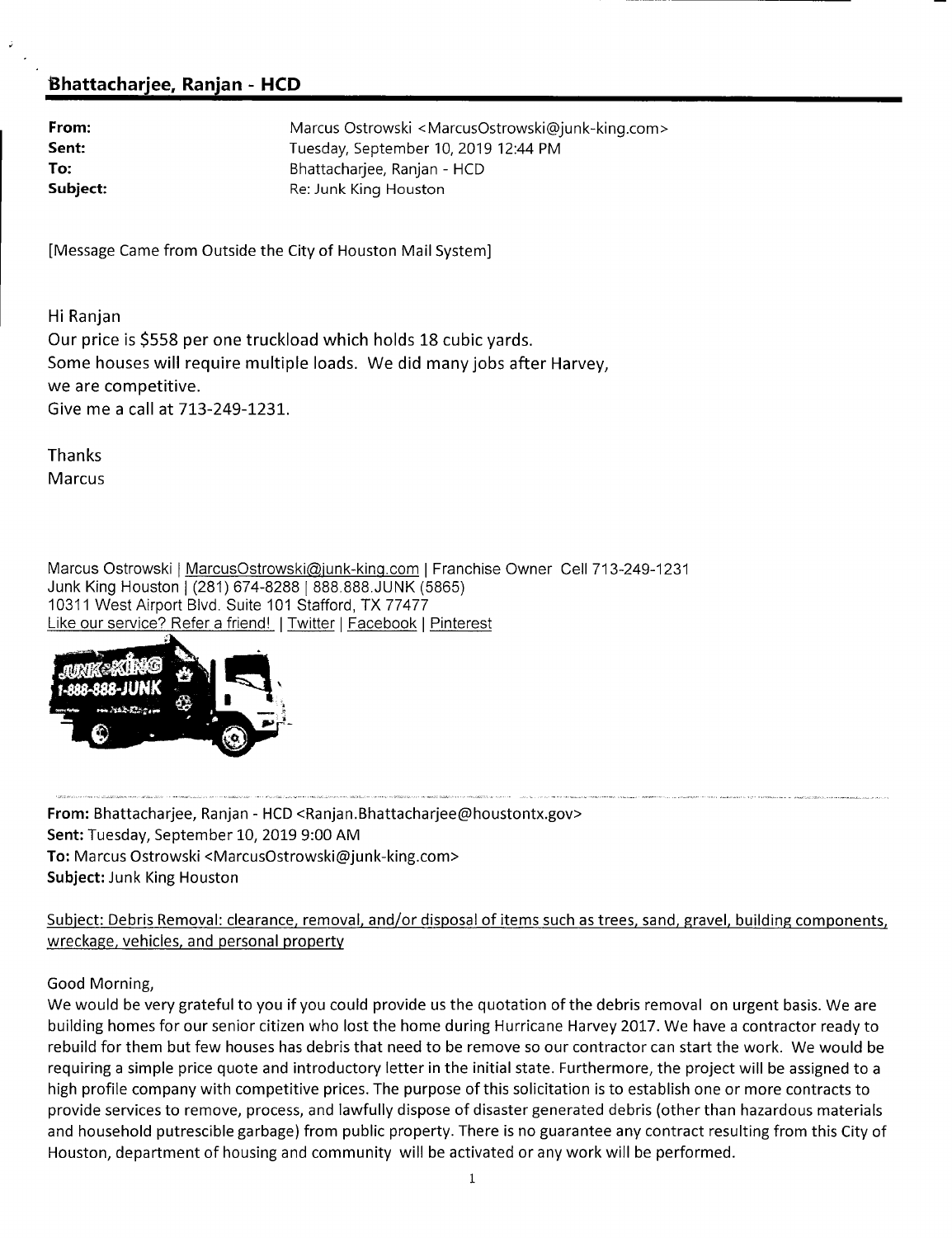**Bhattacharjee, Ranjan - HCD**

| | |
|---|---|
| **From:** | Marcus Ostrowski <MarcusOstrowski@junk-king.com> |
| **Sent:** | Tuesday, September 10, 2019 12:44 PM |
| **To:** | Bhattacharjee, Ranjan - HCD |
| **Subject:** | Re: Junk King Houston |

[Message Came from Outside the City of Houston Mail System]

Hi Ranjan
Our price is $558 per one truckload which holds 18 cubic yards.
Some houses will require multiple loads. We did many jobs after Harvey,
we are competitive.
Give me a call at 713-249-1231.

Thanks
Marcus

Marcus Ostrowski | MarcusOstrowski@junk-king.com | Franchise Owner Cell 713-249-1231
Junk King Houston | (281) 674-8288 | 888.888.JUNK (5865)
10311 West Airport Blvd. Suite 101 Stafford, TX 77477
Like our service? Refer a friend! | Twitter | Facebook | Pinterest

---

**From:** Bhattacharjee, Ranjan - HCD <Ranjan.Bhattacharjee@houstontx.gov>
**Sent:** Tuesday, September 10, 2019 9:00 AM
**To:** Marcus Ostrowski <MarcusOstrowski@junk-king.com>
**Subject:** Junk King Houston

Subject: Debris Removal: clearance, removal, and/or disposal of items such as trees, sand, gravel, building components, wreckage, vehicles, and personal property

Good Morning,
We would be very grateful to you if you could provide us the quotation of the debris removal on urgent basis. We are building homes for our senior citizen who lost the home during Hurricane Harvey 2017. We have a contractor ready to rebuild for them but few houses has debris that need to be remove so our contractor can start the work. We would be requiring a simple price quote and introductory letter in the initial state. Furthermore, the project will be assigned to a high profile company with competitive prices. The purpose of this solicitation is to establish one or more contracts to provide services to remove, process, and lawfully dispose of disaster generated debris (other than hazardous materials and household putrescible garbage) from public property. There is no guarantee any contract resulting from this City of Houston, department of housing and community will be activated or any work will be performed.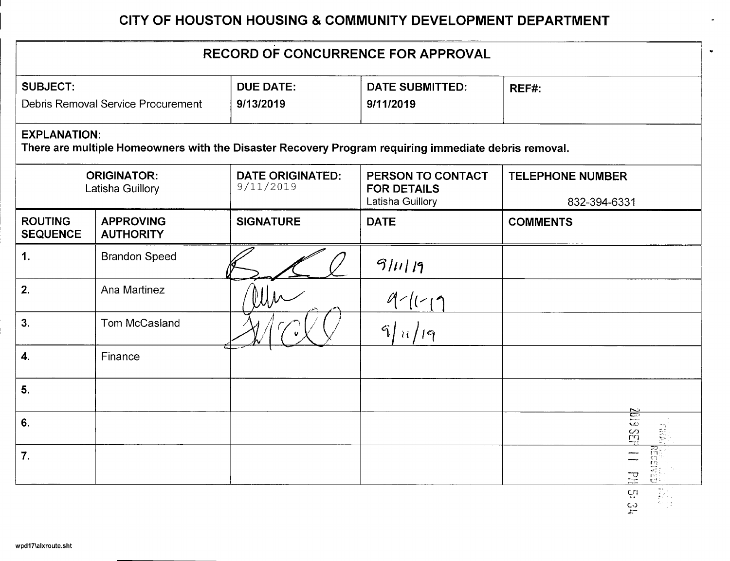# CITY OF HOUSTON HOUSING & COMMUNITY DEVELOPMENT DEPARTMENT

## RECORD OF CONCURRENCE FOR APPROVAL

| SUBJECT: | DUE DATE: | DATE SUBMITTED: | REF#: |
|---|---|---|---|
| Debris Removal Service Procurement | 9/13/2019 | 9/11/2019 | |

**EXPLANATION:**
**There are multiple Homeowners with the Disaster Recovery Program requiring immediate debris removal.**

| ORIGINATOR: | DATE ORIGINATED: | PERSON TO CONTACT FOR DETAILS | TELEPHONE NUMBER |
|---|---|---|---|
| Latisha Guillory | 9/11/2019 | Latisha Guillory | 832-394-6331 |

| ROUTING SEQUENCE | APPROVING AUTHORITY | SIGNATURE | DATE | COMMENTS |
|---|---|---|---|---|
| 1. | Brandon Speed | [signature] | 9/11/19 | |
| 2. | Ana Martinez | [signature] | 9-11-19 | |
| 3. | Tom McCasland | [signature] | 9/11/19 | |
| 4. | Finance | | | |
| 5. | | | | |
| 6. | | | | |
| 7. | | | | |

2019 SEP 11 PM 5:34 RECEIVED

wpd17\alxroute.sht